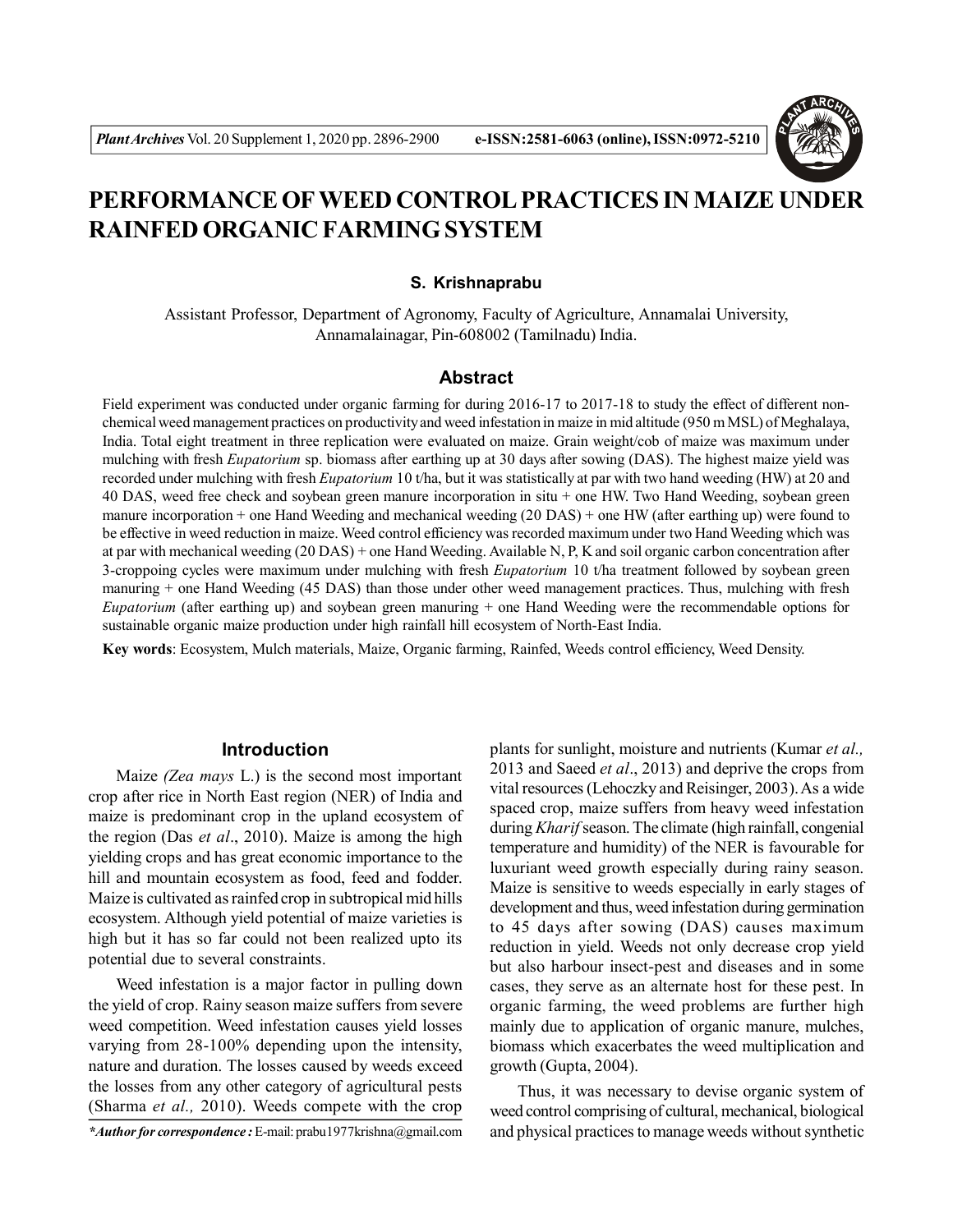# PERFORMANCE OF WEED CONTROL PRACTICES IN MAIZE UNDER RAINFED ORGANIC FARMING SYSTEM

**S. Krishnaprabu**

Assistant Professor, Department of Agronomy, Faculty of Agriculture, Annamalai University, Annamalainagar, Pin-608002 (Tamilnadu) India.

## Abstract

Field experiment was conducted under organic farming for during 2016-17 to 2017-18 to study the effect of different non-chemical weed management practices on productivity and weed infestation in maize in mid altitude (950 m MSL) of Meghalaya, India. Total eight treatment in three replication were evaluated on maize. Grain weight/cob of maize was maximum under mulching with fresh *Eupatorium* sp. biomass after earthing up at 30 days after sowing (DAS). The highest maize yield was recorded under mulching with fresh *Eupatorium* 10 t/ha, but it was statistically at par with two hand weeding (HW) at 20 and 40 DAS, weed free check and soybean green manure incorporation in situ + one HW. Two Hand Weeding, soybean green manure incorporation + one Hand Weeding and mechanical weeding (20 DAS) + one HW (after earthing up) were found to be effective in weed reduction in maize. Weed control efficiency was recorded maximum under two Hand Weeding which was at par with mechanical weeding (20 DAS) + one Hand Weeding. Available N, P, K and soil organic carbon concentration after 3-croppoing cycles were maximum under mulching with fresh *Eupatorium* 10 t/ha treatment followed by soybean green manuring + one Hand Weeding (45 DAS) than those under other weed management practices. Thus, mulching with fresh *Eupatorium* (after earthing up) and soybean green manuring + one Hand Weeding were the recommendable options for sustainable organic maize production under high rainfall hill ecosystem of North-East India.

**Key words**: Ecosystem, Mulch materials, Maize, Organic farming, Rainfed, Weeds control efficiency, Weed Density.

## Introduction

Maize *(Zea mays* L.) is the second most important crop after rice in North East region (NER) of India and maize is predominant crop in the upland ecosystem of the region (Das *et al*., 2010). Maize is among the high yielding crops and has great economic importance to the hill and mountain ecosystem as food, feed and fodder. Maize is cultivated as rainfed crop in subtropical mid hills ecosystem. Although yield potential of maize varieties is high but it has so far could not been realized upto its potential due to several constraints.

Weed infestation is a major factor in pulling down the yield of crop. Rainy season maize suffers from severe weed competition. Weed infestation causes yield losses varying from 28-100% depending upon the intensity, nature and duration. The losses caused by weeds exceed the losses from any other category of agricultural pests (Sharma *et al.,* 2010). Weeds compete with the crop plants for sunlight, moisture and nutrients (Kumar *et al.,* 2013 and Saeed *et al*., 2013) and deprive the crops from vital resources (Lehoczky and Reisinger, 2003). As a wide spaced crop, maize suffers from heavy weed infestation during *Kharif* season. The climate (high rainfall, congenial temperature and humidity) of the NER is favourable for luxuriant weed growth especially during rainy season. Maize is sensitive to weeds especially in early stages of development and thus, weed infestation during germination to 45 days after sowing (DAS) causes maximum reduction in yield. Weeds not only decrease crop yield but also harbour insect-pest and diseases and in some cases, they serve as an alternate host for these pest. In organic farming, the weed problems are further high mainly due to application of organic manure, mulches, biomass which exacerbates the weed multiplication and growth (Gupta, 2004).

Thus, it was necessary to devise organic system of weed control comprising of cultural, mechanical, biological and physical practices to manage weeds without synthetic

**\*Author for correspondence :** E-mail: prabu1977krishna@gmail.com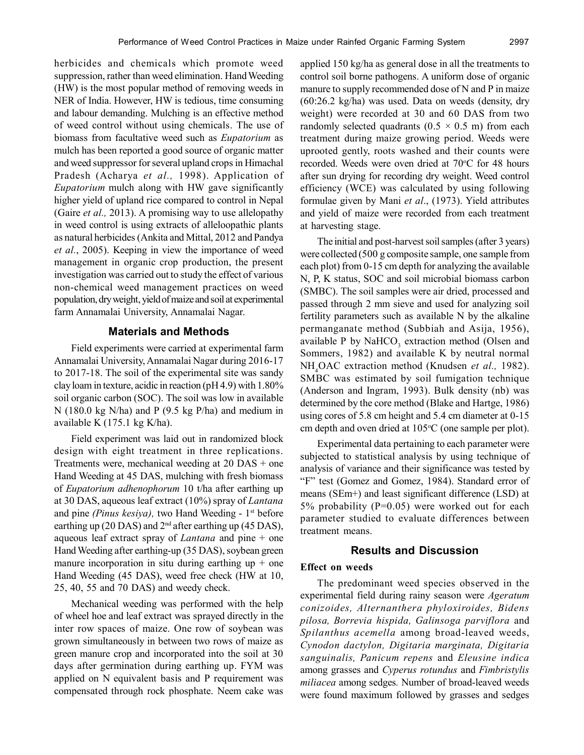herbicides and chemicals which promote weed suppression, rather than weed elimination. Hand Weeding (HW) is the most popular method of removing weeds in NER of India. However, HW is tedious, time consuming and labour demanding. Mulching is an effective method of weed control without using chemicals. The use of biomass from facultative weed such as *Eupatorium* as mulch has been reported a good source of organic matter and weed suppressor for several upland crops in Himachal Pradesh (Acharya *et al.,* 1998). Application of *Eupatorium* mulch along with HW gave significantly higher yield of upland rice compared to control in Nepal (Gaire *et al.,* 2013). A promising way to use allelopathy in weed control is using extracts of alleloopathic plants as natural herbicides (Ankita and Mittal, 2012 and Pandya *et al.*, 2005). Keeping in view the importance of weed management in organic crop production, the present investigation was carried out to study the effect of various non-chemical weed management practices on weed population, dry weight, yield of maize and soil at experimental farm Annamalai University, Annamalai Nagar.

## Materials and Methods

Field experiments were carried at experimental farm Annamalai University, Annamalai Nagar during 2016-17 to 2017-18. The soil of the experimental site was sandy clay loam in texture, acidic in reaction (pH 4.9) with 1.80% soil organic carbon (SOC). The soil was low in available N (180.0 kg N/ha) and P (9.5 kg P/ha) and medium in available K (175.1 kg K/ha).

Field experiment was laid out in randomized block design with eight treatment in three replications. Treatments were, mechanical weeding at 20 DAS + one Hand Weeding at 45 DAS, mulching with fresh biomass of *Eupatorium adhenophorum* 10 t/ha after earthing up at 30 DAS, aqueous leaf extract (10%) spray of *Lantana* and pine *(Pinus kesiya),* two Hand Weeding - 1st before earthing up (20 DAS) and 2nd after earthing up (45 DAS), aqueous leaf extract spray of *Lantana* and pine + one Hand Weeding after earthing-up (35 DAS), soybean green manure incorporation in situ during earthing up + one Hand Weeding (45 DAS), weed free check (HW at 10, 25, 40, 55 and 70 DAS) and weedy check.

Mechanical weeding was performed with the help of wheel hoe and leaf extract was sprayed directly in the inter row spaces of maize. One row of soybean was grown simultaneously in between two rows of maize as green manure crop and incorporated into the soil at 30 days after germination during earthing up. FYM was applied on N equivalent basis and P requirement was compensated through rock phosphate. Neem cake was applied 150 kg/ha as general dose in all the treatments to control soil borne pathogens. A uniform dose of organic manure to supply recommended dose of N and P in maize (60:26.2 kg/ha) was used. Data on weeds (density, dry weight) were recorded at 30 and 60 DAS from two randomly selected quadrants (0.5 × 0.5 m) from each treatment during maize growing period. Weeds were uprooted gently, roots washed and their counts were recorded. Weeds were oven dried at 70°C for 48 hours after sun drying for recording dry weight. Weed control efficiency (WCE) was calculated by using following formulae given by Mani *et al*., (1973). Yield attributes and yield of maize were recorded from each treatment at harvesting stage.

The initial and post-harvest soil samples (after 3 years) were collected (500 g composite sample, one sample from each plot) from 0-15 cm depth for analyzing the available N, P, K status, SOC and soil microbial biomass carbon (SMBC). The soil samples were air dried, processed and passed through 2 mm sieve and used for analyzing soil fertility parameters such as available N by the alkaline permanganate method (Subbiah and Asija, 1956), available P by $NaHCO_3$ extraction method (Olsen and Sommers, 1982) and available K by neutral normal $NH_4OAC$ extraction method (Knudsen *et al.,* 1982). SMBC was estimated by soil fumigation technique (Anderson and Ingram, 1993). Bulk density (nb) was determined by the core method (Blake and Hartge, 1986) using cores of 5.8 cm height and 5.4 cm diameter at 0-15 cm depth and oven dried at 105°C (one sample per plot).

Experimental data pertaining to each parameter were subjected to statistical analysis by using technique of analysis of variance and their significance was tested by "F" test (Gomez and Gomez, 1984). Standard error of means (SEm+) and least significant difference (LSD) at 5% probability (P=0.05) were worked out for each parameter studied to evaluate differences between treatment means.

## Results and Discussion

### Effect on weeds

The predominant weed species observed in the experimental field during rainy season were *Ageratum conizoides, Alternanthera phyloxiroides, Bidens pilosa, Borrevia hispida, Galinsoga parviflora* and *Spilanthus acemella* among broad-leaved weeds, *Cynodon dactylon, Digitaria marginata, Digitaria sanguinalis, Panicum repens* and *Eleusine indica* among grasses and *Cyperus rotundus* and *Fimbristylis miliacea* among sedges. Number of broad-leaved weeds were found maximum followed by grasses and sedges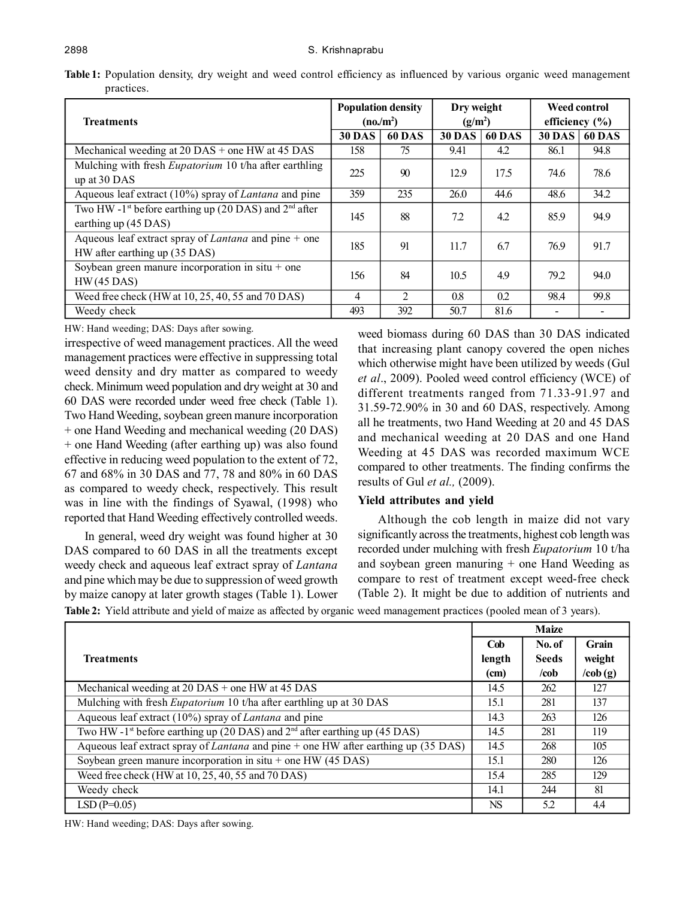**Table 1:** Population density, dry weight and weed control efficiency as influenced by various organic weed management practices.

| Treatments | Population density (no./m$^2$) | | Dry weight (g/m$^2$) | | Weed control efficiency (%) | |
|---|---|---|---|---|---|---|
| | 30 DAS | 60 DAS | 30 DAS | 60 DAS | 30 DAS | 60 DAS |
| Mechanical weeding at 20 DAS + one HW at 45 DAS | 158 | 75 | 9.41 | 4.2 | 86.1 | 94.8 |
| Mulching with fresh *Eupatorium* 10 t/ha after earthling up at 30 DAS | 225 | 90 | 12.9 | 17.5 | 74.6 | 78.6 |
| Aqueous leaf extract (10%) spray of *Lantana* and pine | 359 | 235 | 26.0 | 44.6 | 48.6 | 34.2 |
| Two HW -1st before earthing up (20 DAS) and 2nd after earthing up (45 DAS) | 145 | 88 | 7.2 | 4.2 | 85.9 | 94.9 |
| Aqueous leaf extract spray of *Lantana* and pine + one HW after earthing up (35 DAS) | 185 | 91 | 11.7 | 6.7 | 76.9 | 91.7 |
| Soybean green manure incorporation in situ + one HW (45 DAS) | 156 | 84 | 10.5 | 4.9 | 79.2 | 94.0 |
| Weed free check (HW at 10, 25, 40, 55 and 70 DAS) | 4 | 2 | 0.8 | 0.2 | 98.4 | 99.8 |
| Weedy check | 493 | 392 | 50.7 | 81.6 | - | - |

HW: Hand weeding; DAS: Days after sowing.

irrespective of weed management practices. All the weed management practices were effective in suppressing total weed density and dry matter as compared to weedy check. Minimum weed population and dry weight at 30 and 60 DAS were recorded under weed free check (Table 1). Two Hand Weeding, soybean green manure incorporation + one Hand Weeding and mechanical weeding (20 DAS) + one Hand Weeding (after earthing up) was also found effective in reducing weed population to the extent of 72, 67 and 68% in 30 DAS and 77, 78 and 80% in 60 DAS as compared to weedy check, respectively. This result was in line with the findings of Syawal, (1998) who reported that Hand Weeding effectively controlled weeds.

In general, weed dry weight was found higher at 30 DAS compared to 60 DAS in all the treatments except weedy check and aqueous leaf extract spray of *Lantana* and pine which may be due to suppression of weed growth by maize canopy at later growth stages (Table 1). Lower weed biomass during 60 DAS than 30 DAS indicated that increasing plant canopy covered the open niches which otherwise might have been utilized by weeds (Gul *et al*., 2009). Pooled weed control efficiency (WCE) of different treatments ranged from 71.33-91.97 and 31.59-72.90% in 30 and 60 DAS, respectively. Among all he treatments, two Hand Weeding at 20 and 45 DAS and mechanical weeding at 20 DAS and one Hand Weeding at 45 DAS was recorded maximum WCE compared to other treatments. The finding confirms the results of Gul *et al.,* (2009).

### Yield attributes and yield

Although the cob length in maize did not vary significantly across the treatments, highest cob length was recorded under mulching with fresh *Eupatorium* 10 t/ha and soybean green manuring + one Hand Weeding as compare to rest of treatment except weed-free check (Table 2). It might be due to addition of nutrients and

**Table 2:** Yield attribute and yield of maize as affected by organic weed management practices (pooled mean of 3 years).

| Treatments | Maize | | |
|---|---|---|---|
| | Cob length (cm) | No. of Seeds /cob | Grain weight /cob (g) |
| Mechanical weeding at 20 DAS + one HW at 45 DAS | 14.5 | 262 | 127 |
| Mulching with fresh *Eupatorium* 10 t/ha after earthling up at 30 DAS | 15.1 | 281 | 137 |
| Aqueous leaf extract (10%) spray of *Lantana* and pine | 14.3 | 263 | 126 |
| Two HW -1st before earthing up (20 DAS) and 2nd after earthing up (45 DAS) | 14.5 | 281 | 119 |
| Aqueous leaf extract spray of *Lantana* and pine + one HW after earthing up (35 DAS) | 14.5 | 268 | 105 |
| Soybean green manure incorporation in situ + one HW (45 DAS) | 15.1 | 280 | 126 |
| Weed free check (HW at 10, 25, 40, 55 and 70 DAS) | 15.4 | 285 | 129 |
| Weedy check | 14.1 | 244 | 81 |
| LSD (P=0.05) | NS | 5.2 | 4.4 |

HW: Hand weeding; DAS: Days after sowing.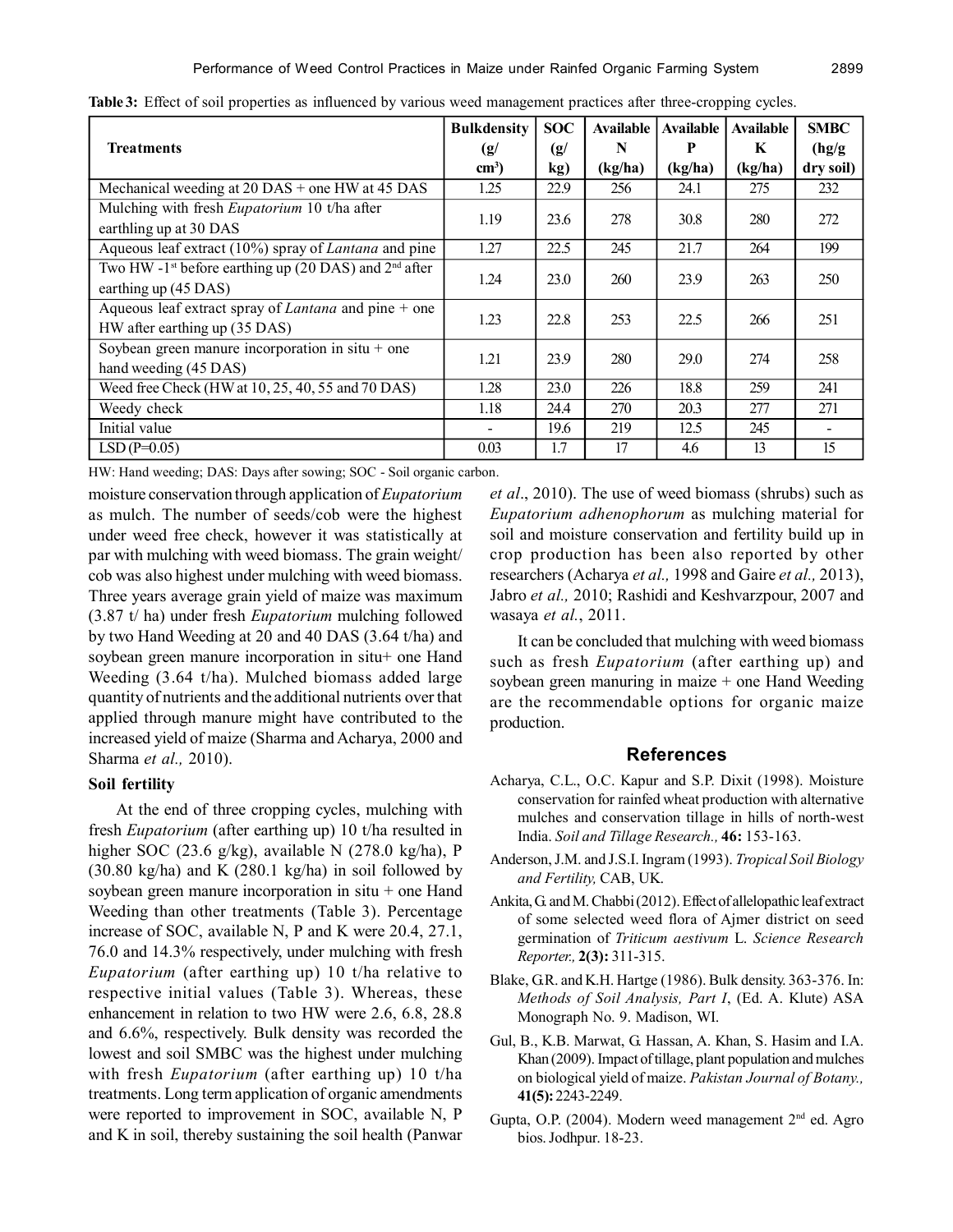**Table 3:** Effect of soil properties as influenced by various weed management practices after three-cropping cycles.

| Treatments | Bulkdensity (g/ cm³) | SOC (g/ kg) | Available N (kg/ha) | Available P (kg/ha) | Available K (kg/ha) | SMBC (hg/g dry soil) |
|---|---|---|---|---|---|---|
| Mechanical weeding at 20 DAS + one HW at 45 DAS | 1.25 | 22.9 | 256 | 24.1 | 275 | 232 |
| Mulching with fresh *Eupatorium* 10 t/ha after earthling up at 30 DAS | 1.19 | 23.6 | 278 | 30.8 | 280 | 272 |
| Aqueous leaf extract (10%) spray of *Lantana* and pine | 1.27 | 22.5 | 245 | 21.7 | 264 | 199 |
| Two HW -1st before earthing up (20 DAS) and 2nd after earthing up (45 DAS) | 1.24 | 23.0 | 260 | 23.9 | 263 | 250 |
| Aqueous leaf extract spray of *Lantana* and pine + one HW after earthing up (35 DAS) | 1.23 | 22.8 | 253 | 22.5 | 266 | 251 |
| Soybean green manure incorporation in situ + one hand weeding (45 DAS) | 1.21 | 23.9 | 280 | 29.0 | 274 | 258 |
| Weed free Check (HW at 10, 25, 40, 55 and 70 DAS) | 1.28 | 23.0 | 226 | 18.8 | 259 | 241 |
| Weedy check | 1.18 | 24.4 | 270 | 20.3 | 277 | 271 |
| Initial value | - | 19.6 | 219 | 12.5 | 245 | - |
| LSD (P=0.05) | 0.03 | 1.7 | 17 | 4.6 | 13 | 15 |

HW: Hand weeding; DAS: Days after sowing; SOC - Soil organic carbon.

moisture conservation through application of *Eupatorium* as mulch. The number of seeds/cob were the highest under weed free check, however it was statistically at par with mulching with weed biomass. The grain weight/ cob was also highest under mulching with weed biomass. Three years average grain yield of maize was maximum (3.87 t/ ha) under fresh *Eupatorium* mulching followed by two Hand Weeding at 20 and 40 DAS (3.64 t/ha) and soybean green manure incorporation in situ+ one Hand Weeding (3.64 t/ha). Mulched biomass added large quantity of nutrients and the additional nutrients over that applied through manure might have contributed to the increased yield of maize (Sharma and Acharya, 2000 and Sharma *et al.,* 2010).

### Soil fertility

At the end of three cropping cycles, mulching with fresh *Eupatorium* (after earthing up) 10 t/ha resulted in higher SOC (23.6 g/kg), available N (278.0 kg/ha), P (30.80 kg/ha) and K (280.1 kg/ha) in soil followed by soybean green manure incorporation in situ + one Hand Weeding than other treatments (Table 3). Percentage increase of SOC, available N, P and K were 20.4, 27.1, 76.0 and 14.3% respectively, under mulching with fresh *Eupatorium* (after earthing up) 10 t/ha relative to respective initial values (Table 3). Whereas, these enhancement in relation to two HW were 2.6, 6.8, 28.8 and 6.6%, respectively. Bulk density was recorded the lowest and soil SMBC was the highest under mulching with fresh *Eupatorium* (after earthing up) 10 t/ha treatments. Long term application of organic amendments were reported to improvement in SOC, available N, P and K in soil, thereby sustaining the soil health (Panwar *et al*., 2010). The use of weed biomass (shrubs) such as *Eupatorium adhenophorum* as mulching material for soil and moisture conservation and fertility build up in crop production has been also reported by other researchers (Acharya *et al.,* 1998 and Gaire *et al.,* 2013), Jabro *et al.,* 2010; Rashidi and Keshvarzpour, 2007 and wasaya *et al.*, 2011.

It can be concluded that mulching with weed biomass such as fresh *Eupatorium* (after earthing up) and soybean green manuring in maize + one Hand Weeding are the recommendable options for organic maize production.

## References

Acharya, C.L., O.C. Kapur and S.P. Dixit (1998). Moisture conservation for rainfed wheat production with alternative mulches and conservation tillage in hills of north-west India. *Soil and Tillage Research.,* **46:** 153-163.

Anderson, J.M. and J.S.I. Ingram (1993). *Tropical Soil Biology and Fertility,* CAB, UK.

Ankita, G. and M. Chabbi (2012). Effect of allelopathic leaf extract of some selected weed flora of Ajmer district on seed germination of *Triticum aestivum* L. *Science Research Reporter.,* **2(3):** 311-315.

Blake, G.R. and K.H. Hartge (1986). Bulk density. 363-376. In: *Methods of Soil Analysis, Part I*, (Ed. A. Klute) ASA Monograph No. 9. Madison, WI.

Gul, B., K.B. Marwat, G. Hassan, A. Khan, S. Hasim and I.A. Khan (2009). Impact of tillage, plant population and mulches on biological yield of maize. *Pakistan Journal of Botany.,* **41(5):** 2243-2249.

Gupta, O.P. (2004). Modern weed management 2nd ed. Agro bios. Jodhpur. 18-23.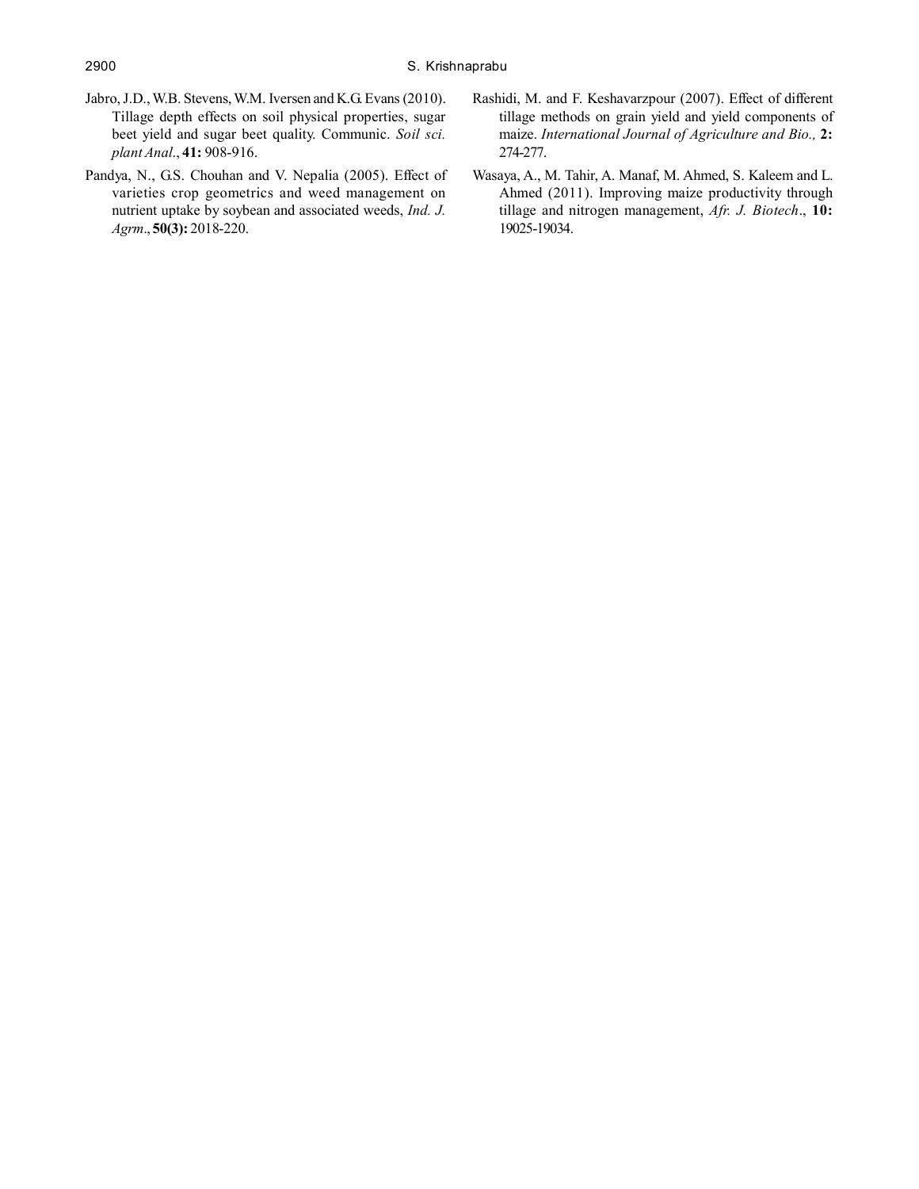Jabro, J.D., W.B. Stevens, W.M. Iversen and K.G. Evans (2010). Tillage depth effects on soil physical properties, sugar beet yield and sugar beet quality. Communic. *Soil sci. plant Anal*., **41:** 908-916.

Pandya, N., G.S. Chouhan and V. Nepalia (2005). Effect of varieties crop geometrics and weed management on nutrient uptake by soybean and associated weeds, *Ind. J. Agrm*., **50(3):** 2018-220.

Rashidi, M. and F. Keshavarzpour (2007). Effect of different tillage methods on grain yield and yield components of maize. *International Journal of Agriculture and Bio.,* **2:** 274-277.

Wasaya, A., M. Tahir, A. Manaf, M. Ahmed, S. Kaleem and L. Ahmed (2011). Improving maize productivity through tillage and nitrogen management, *Afr. J. Biotech*., **10:** 19025-19034.